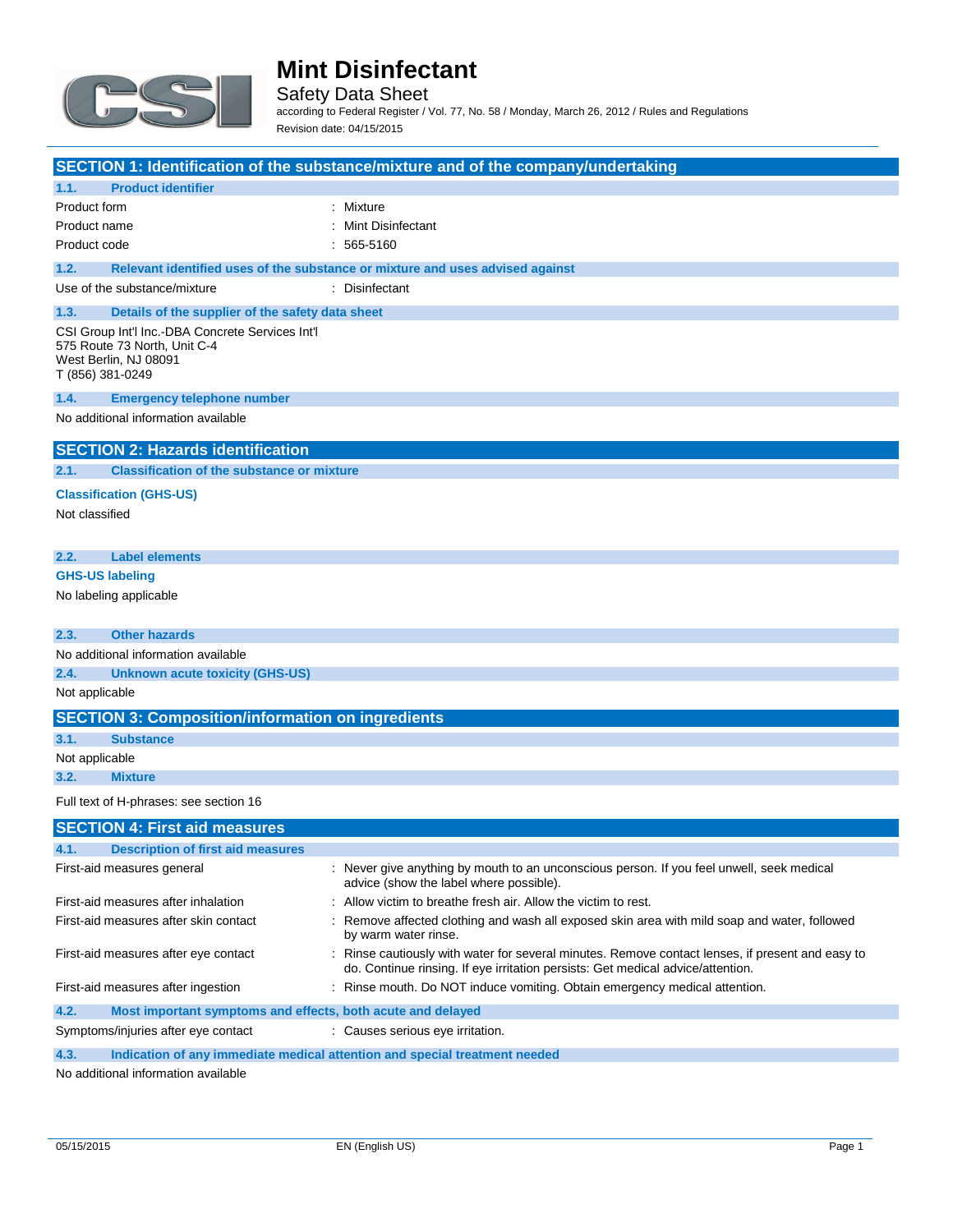# Mint Disinfectant

Safety Data Sheet

according to Federal Register / Vol. 77, No. 58 / Monday, March 26, 2012 / Rules and Regulations

Revision date: 04/15/2015

## SECTION 1: Identification of the substance/mixture and of the company/undertaking

### 1.1. Product identifier

| | |
|---|---|
| Product form | : Mixture |
| Product name | : Mint Disinfectant |
| Product code | : 565-5160 |

### 1.2. Relevant identified uses of the substance or mixture and uses advised against

| | |
|---|---|
| Use of the substance/mixture | : Disinfectant |

### 1.3. Details of the supplier of the safety data sheet

CSI Group Int'l Inc.-DBA Concrete Services Int'l
575 Route 73 North, Unit C-4
West Berlin, NJ 08091
T (856) 381-0249

### 1.4. Emergency telephone number

No additional information available

## SECTION 2: Hazards identification

### 2.1. Classification of the substance or mixture

**Classification (GHS-US)**

Not classified

### 2.2. Label elements

**GHS-US labeling**

No labeling applicable

### 2.3. Other hazards

No additional information available

### 2.4. Unknown acute toxicity (GHS-US)

Not applicable

## SECTION 3: Composition/information on ingredients

### 3.1. Substance

Not applicable

### 3.2. Mixture

Full text of H-phrases: see section 16

## SECTION 4: First aid measures

### 4.1. Description of first aid measures

| | |
|---|---|
| First-aid measures general | : Never give anything by mouth to an unconscious person. If you feel unwell, seek medical advice (show the label where possible). |
| First-aid measures after inhalation | : Allow victim to breathe fresh air. Allow the victim to rest. |
| First-aid measures after skin contact | : Remove affected clothing and wash all exposed skin area with mild soap and water, followed by warm water rinse. |
| First-aid measures after eye contact | : Rinse cautiously with water for several minutes. Remove contact lenses, if present and easy to do. Continue rinsing. If eye irritation persists: Get medical advice/attention. |
| First-aid measures after ingestion | : Rinse mouth. Do NOT induce vomiting. Obtain emergency medical attention. |

### 4.2. Most important symptoms and effects, both acute and delayed

| | |
|---|---|
| Symptoms/injuries after eye contact | : Causes serious eye irritation. |

### 4.3. Indication of any immediate medical attention and special treatment needed

No additional information available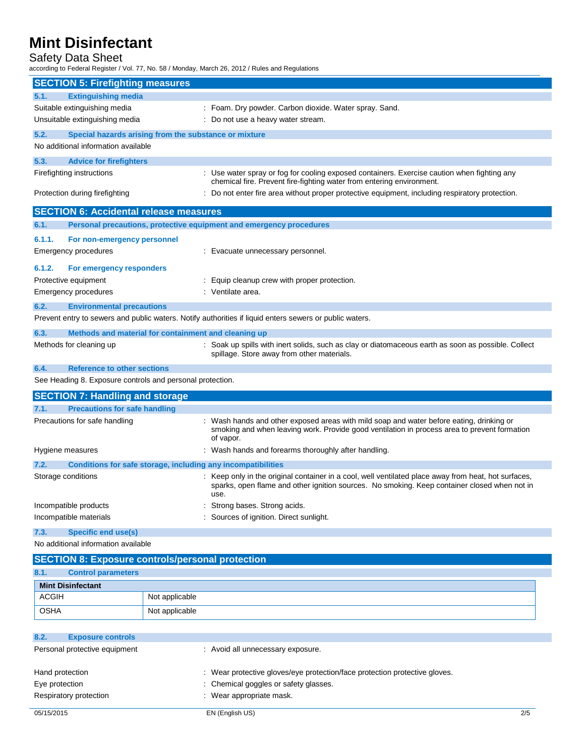## SECTION 5: Firefighting measures

### 5.1. Extinguishing media

Suitable extinguishing media : Foam. Dry powder. Carbon dioxide. Water spray. Sand.

Unsuitable extinguishing media : Do not use a heavy water stream.

### 5.2. Special hazards arising from the substance or mixture

No additional information available

### 5.3. Advice for firefighters

Firefighting instructions : Use water spray or fog for cooling exposed containers. Exercise caution when fighting any chemical fire. Prevent fire-fighting water from entering environment.

Protection during firefighting : Do not enter fire area without proper protective equipment, including respiratory protection.

## SECTION 6: Accidental release measures

### 6.1. Personal precautions, protective equipment and emergency procedures

#### 6.1.1. For non-emergency personnel

Emergency procedures : Evacuate unnecessary personnel.

#### 6.1.2. For emergency responders

Protective equipment : Equip cleanup crew with proper protection.

Emergency procedures : Ventilate area.

### 6.2. Environmental precautions

Prevent entry to sewers and public waters. Notify authorities if liquid enters sewers or public waters.

### 6.3. Methods and material for containment and cleaning up

Methods for cleaning up : Soak up spills with inert solids, such as clay or diatomaceous earth as soon as possible. Collect spillage. Store away from other materials.

### 6.4. Reference to other sections

See Heading 8. Exposure controls and personal protection.

## SECTION 7: Handling and storage

### 7.1. Precautions for safe handling

Precautions for safe handling : Wash hands and other exposed areas with mild soap and water before eating, drinking or smoking and when leaving work. Provide good ventilation in process area to prevent formation of vapor.

Hygiene measures : Wash hands and forearms thoroughly after handling.

### 7.2. Conditions for safe storage, including any incompatibilities

Storage conditions : Keep only in the original container in a cool, well ventilated place away from heat, hot surfaces, sparks, open flame and other ignition sources. No smoking. Keep container closed when not in use.

Incompatible products : Strong bases. Strong acids.

Incompatible materials : Sources of ignition. Direct sunlight.

### 7.3. Specific end use(s)

No additional information available

## SECTION 8: Exposure controls/personal protection

### 8.1. Control parameters

| Mint Disinfectant | |
|---|---|
| ACGIH | Not applicable |
| OSHA | Not applicable |

### 8.2. Exposure controls

Personal protective equipment : Avoid all unnecessary exposure.

Hand protection : Wear protective gloves/eye protection/face protection protective gloves.

Eye protection : Chemical goggles or safety glasses.

Respiratory protection : Wear appropriate mask.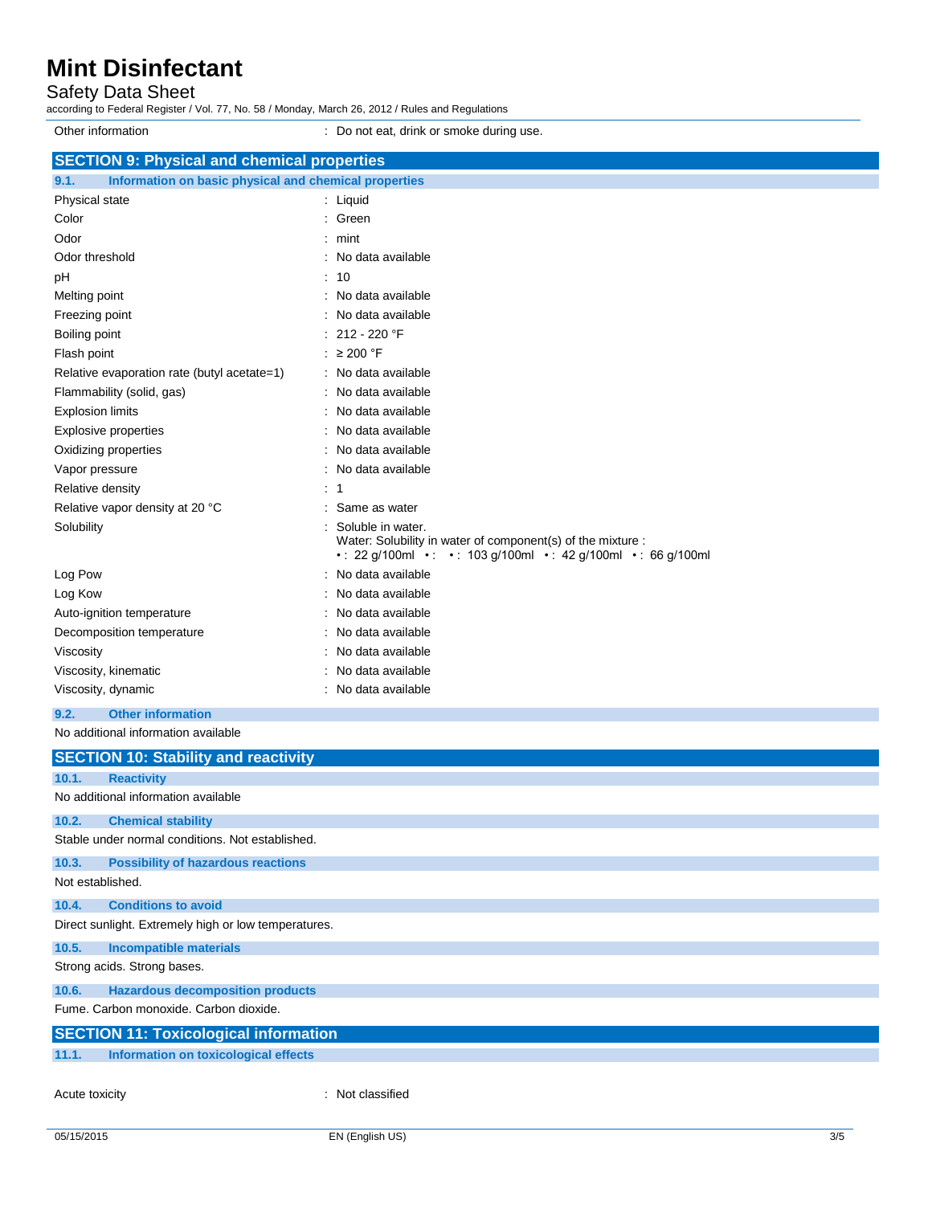| | |
|---|---|
| Other information | : Do not eat, drink or smoke during use. |

## SECTION 9: Physical and chemical properties

### 9.1. Information on basic physical and chemical properties

| | |
|---|---|
| Physical state | : Liquid |
| Color | : Green |
| Odor | : mint |
| Odor threshold | : No data available |
| pH | : 10 |
| Melting point | : No data available |
| Freezing point | : No data available |
| Boiling point | : 212 - 220 °F |
| Flash point | : ≥ 200 °F |
| Relative evaporation rate (butyl acetate=1) | : No data available |
| Flammability (solid, gas) | : No data available |
| Explosion limits | : No data available |
| Explosive properties | : No data available |
| Oxidizing properties | : No data available |
| Vapor pressure | : No data available |
| Relative density | : 1 |
| Relative vapor density at 20 °C | : Same as water |
| Solubility | : Soluble in water.<br>Water: Solubility in water of component(s) of the mixture :<br>• : 22 g/100ml • : • : 103 g/100ml • : 42 g/100ml • : 66 g/100ml |
| Log Pow | : No data available |
| Log Kow | : No data available |
| Auto-ignition temperature | : No data available |
| Decomposition temperature | : No data available |
| Viscosity | : No data available |
| Viscosity, kinematic | : No data available |
| Viscosity, dynamic | : No data available |

### 9.2. Other information

No additional information available

## SECTION 10: Stability and reactivity

### 10.1. Reactivity

No additional information available

### 10.2. Chemical stability

Stable under normal conditions. Not established.

### 10.3. Possibility of hazardous reactions

Not established.

### 10.4. Conditions to avoid

Direct sunlight. Extremely high or low temperatures.

### 10.5. Incompatible materials

Strong acids. Strong bases.

### 10.6. Hazardous decomposition products

Fume. Carbon monoxide. Carbon dioxide.

## SECTION 11: Toxicological information

### 11.1. Information on toxicological effects

| | |
|---|---|
| Acute toxicity | : Not classified |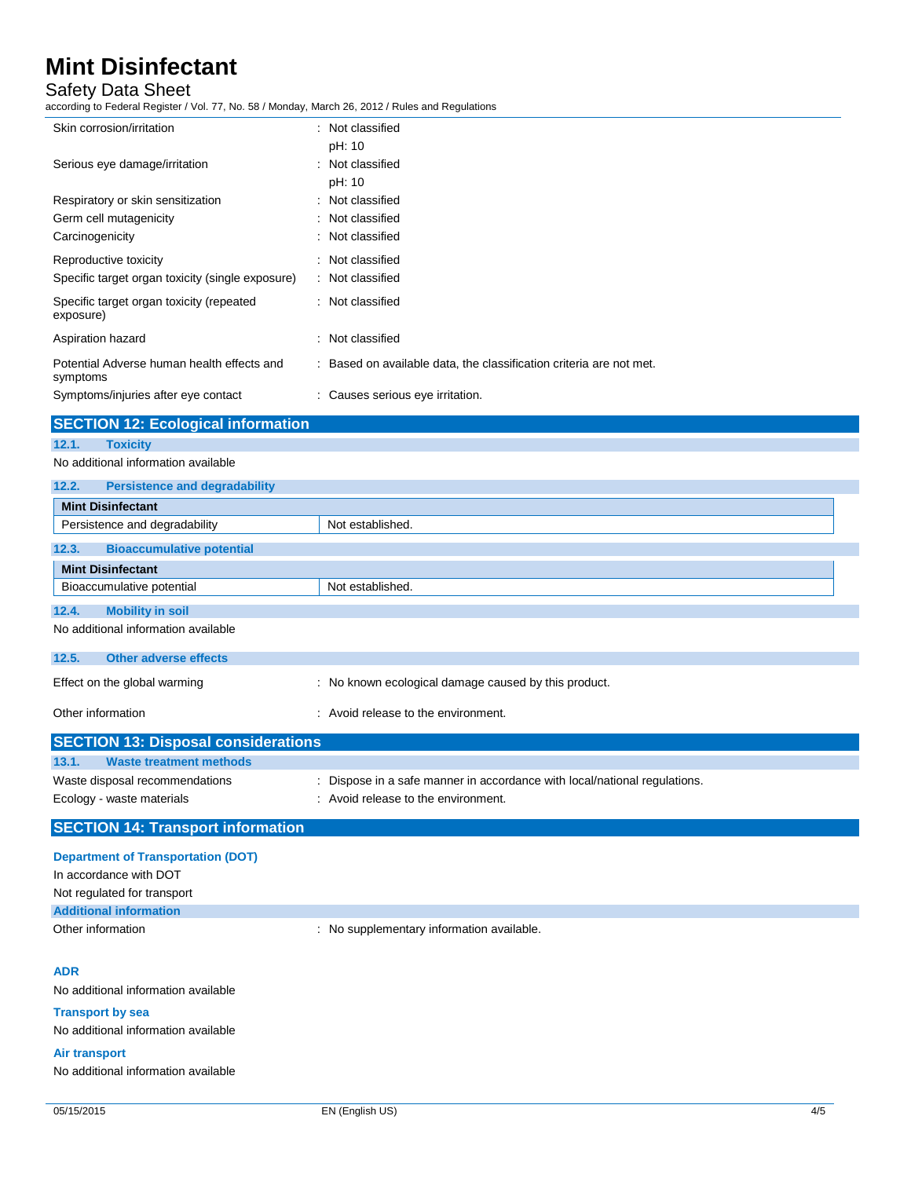| | |
|---|---|
| Skin corrosion/irritation | : Not classified<br>pH: 10 |
| Serious eye damage/irritation | : Not classified<br>pH: 10 |
| Respiratory or skin sensitization | : Not classified |
| Germ cell mutagenicity | : Not classified |
| Carcinogenicity | : Not classified |
| Reproductive toxicity | : Not classified |
| Specific target organ toxicity (single exposure) | : Not classified |
| Specific target organ toxicity (repeated exposure) | : Not classified |
| Aspiration hazard | : Not classified |
| Potential Adverse human health effects and symptoms | : Based on available data, the classification criteria are not met. |
| Symptoms/injuries after eye contact | : Causes serious eye irritation. |

## SECTION 12: Ecological information

### 12.1. Toxicity

No additional information available

### 12.2. Persistence and degradability

| Mint Disinfectant | |
|---|---|
| Persistence and degradability | Not established. |

### 12.3. Bioaccumulative potential

| Mint Disinfectant | |
|---|---|
| Bioaccumulative potential | Not established. |

### 12.4. Mobility in soil

No additional information available

### 12.5. Other adverse effects

| | |
|---|---|
| Effect on the global warming | : No known ecological damage caused by this product. |
| Other information | : Avoid release to the environment. |

## SECTION 13: Disposal considerations

### 13.1. Waste treatment methods

| | |
|---|---|
| Waste disposal recommendations | : Dispose in a safe manner in accordance with local/national regulations. |
| Ecology - waste materials | : Avoid release to the environment. |

## SECTION 14: Transport information

**Department of Transportation (DOT)**

In accordance with DOT

Not regulated for transport

**Additional information**

| | |
|---|---|
| Other information | : No supplementary information available. |

**ADR**

No additional information available

**Transport by sea**

No additional information available

**Air transport**

No additional information available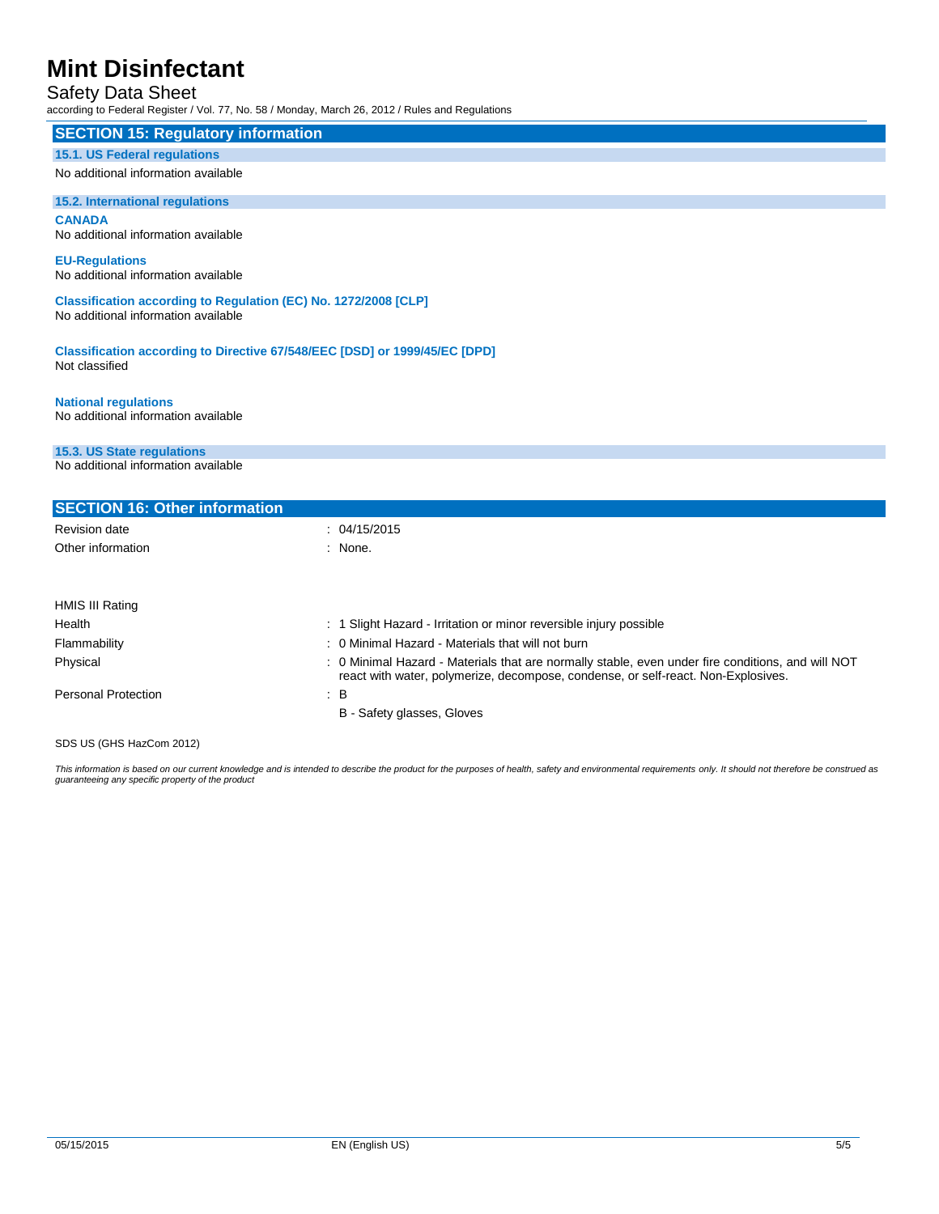## SECTION 15: Regulatory information

### 15.1. US Federal regulations

No additional information available

### 15.2. International regulations

**CANADA**

No additional information available

**EU-Regulations**

No additional information available

**Classification according to Regulation (EC) No. 1272/2008 [CLP]**

No additional information available

**Classification according to Directive 67/548/EEC [DSD] or 1999/45/EC [DPD]**

Not classified

**National regulations**

No additional information available

### 15.3. US State regulations

No additional information available

## SECTION 16: Other information

| | |
|---|---|
| Revision date | : 04/15/2015 |
| Other information | : None. |

| | |
|---|---|
| HMIS III Rating | |
| Health | : 1 Slight Hazard - Irritation or minor reversible injury possible |
| Flammability | : 0 Minimal Hazard - Materials that will not burn |
| Physical | : 0 Minimal Hazard - Materials that are normally stable, even under fire conditions, and will NOT react with water, polymerize, decompose, condense, or self-react. Non-Explosives. |
| Personal Protection | : B<br>B - Safety glasses, Gloves |

SDS US (GHS HazCom 2012)

*This information is based on our current knowledge and is intended to describe the product for the purposes of health, safety and environmental requirements only. It should not therefore be construed as guaranteeing any specific property of the product*